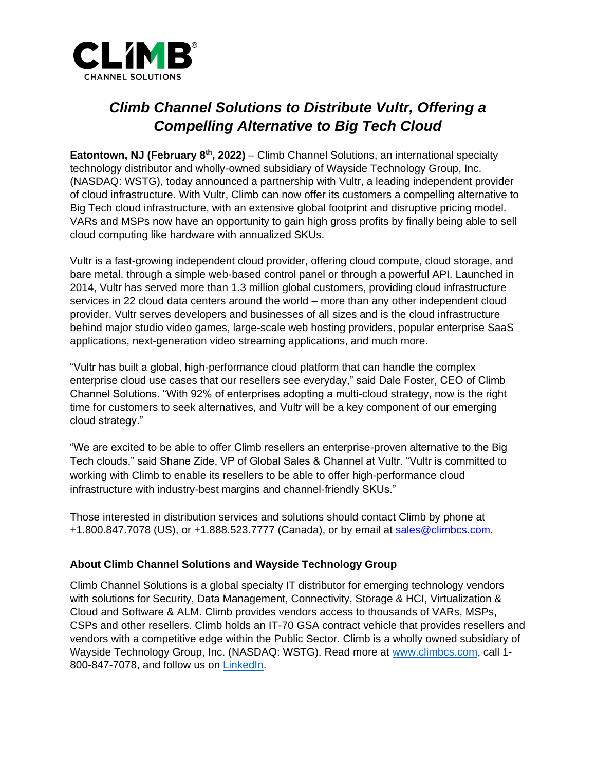CLIMB®
CHANNEL SOLUTIONS

# *Climb Channel Solutions to Distribute Vultr, Offering a Compelling Alternative to Big Tech Cloud*

**Eatontown, NJ (February 8th, 2022)** – Climb Channel Solutions, an international specialty technology distributor and wholly-owned subsidiary of Wayside Technology Group, Inc. (NASDAQ: WSTG), today announced a partnership with Vultr, a leading independent provider of cloud infrastructure. With Vultr, Climb can now offer its customers a compelling alternative to Big Tech cloud infrastructure, with an extensive global footprint and disruptive pricing model. VARs and MSPs now have an opportunity to gain high gross profits by finally being able to sell cloud computing like hardware with annualized SKUs.

Vultr is a fast-growing independent cloud provider, offering cloud compute, cloud storage, and bare metal, through a simple web-based control panel or through a powerful API. Launched in 2014, Vultr has served more than 1.3 million global customers, providing cloud infrastructure services in 22 cloud data centers around the world – more than any other independent cloud provider. Vultr serves developers and businesses of all sizes and is the cloud infrastructure behind major studio video games, large-scale web hosting providers, popular enterprise SaaS applications, next-generation video streaming applications, and much more.

"Vultr has built a global, high-performance cloud platform that can handle the complex enterprise cloud use cases that our resellers see everyday," said Dale Foster, CEO of Climb Channel Solutions. "With 92% of enterprises adopting a multi-cloud strategy, now is the right time for customers to seek alternatives, and Vultr will be a key component of our emerging cloud strategy."

"We are excited to be able to offer Climb resellers an enterprise-proven alternative to the Big Tech clouds," said Shane Zide, VP of Global Sales & Channel at Vultr. "Vultr is committed to working with Climb to enable its resellers to be able to offer high-performance cloud infrastructure with industry-best margins and channel-friendly SKUs."

Those interested in distribution services and solutions should contact Climb by phone at +1.800.847.7078 (US), or +1.888.523.7777 (Canada), or by email at sales@climbcs.com.

### About Climb Channel Solutions and Wayside Technology Group

Climb Channel Solutions is a global specialty IT distributor for emerging technology vendors with solutions for Security, Data Management, Connectivity, Storage & HCI, Virtualization & Cloud and Software & ALM. Climb provides vendors access to thousands of VARs, MSPs, CSPs and other resellers. Climb holds an IT-70 GSA contract vehicle that provides resellers and vendors with a competitive edge within the Public Sector. Climb is a wholly owned subsidiary of Wayside Technology Group, Inc. (NASDAQ: WSTG). Read more at www.climbcs.com, call 1-800-847-7078, and follow us on LinkedIn.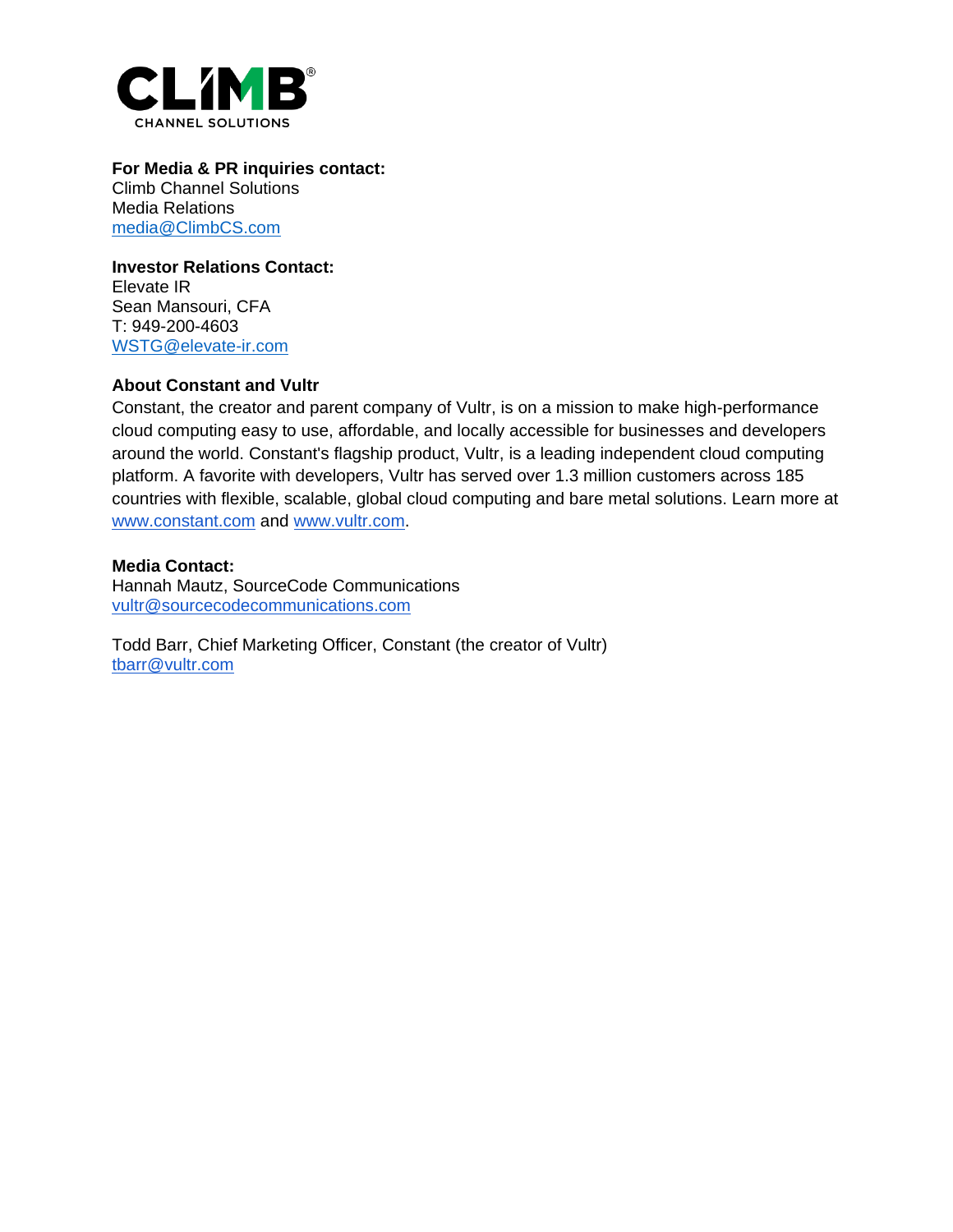CLIMB® CHANNEL SOLUTIONS

**For Media & PR inquiries contact:**
Climb Channel Solutions
Media Relations
media@ClimbCS.com

**Investor Relations Contact:**
Elevate IR
Sean Mansouri, CFA
T: 949-200-4603
WSTG@elevate-ir.com

**About Constant and Vultr**
Constant, the creator and parent company of Vultr, is on a mission to make high-performance cloud computing easy to use, affordable, and locally accessible for businesses and developers around the world. Constant's flagship product, Vultr, is a leading independent cloud computing platform. A favorite with developers, Vultr has served over 1.3 million customers across 185 countries with flexible, scalable, global cloud computing and bare metal solutions. Learn more at www.constant.com and www.vultr.com.

**Media Contact:**
Hannah Mautz, SourceCode Communications
vultr@sourcecodecommunications.com

Todd Barr, Chief Marketing Officer, Constant (the creator of Vultr)
tbarr@vultr.com